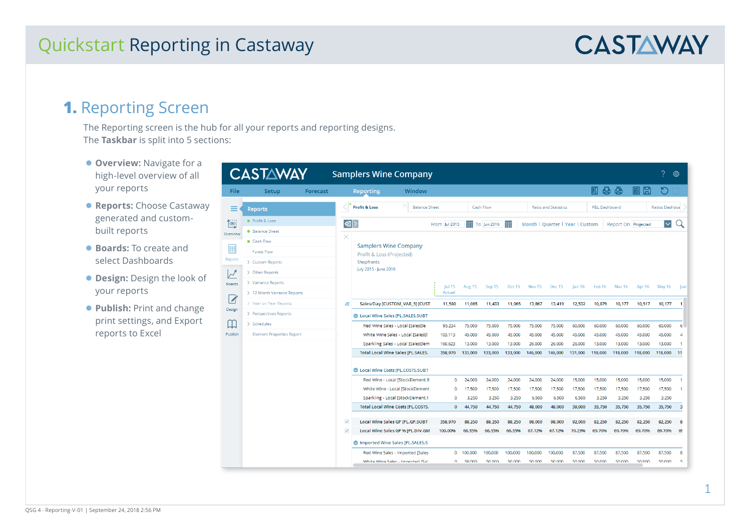# Quickstart Reporting in Castaway

## 1. Reporting Screen

The Reporting screen is the hub for all your reports and reporting designs.
The **Taskbar** is split into 5 sections:

- **Overview:** Navigate for a high-level overview of all your reports
- **Reports:** Choose Castaway generated and custom-built reports
- **Boards:** To create and select Dashboards
- **Design:** Design the look of your reports
- **Publish:** Print and change print settings, and Export reports to Excel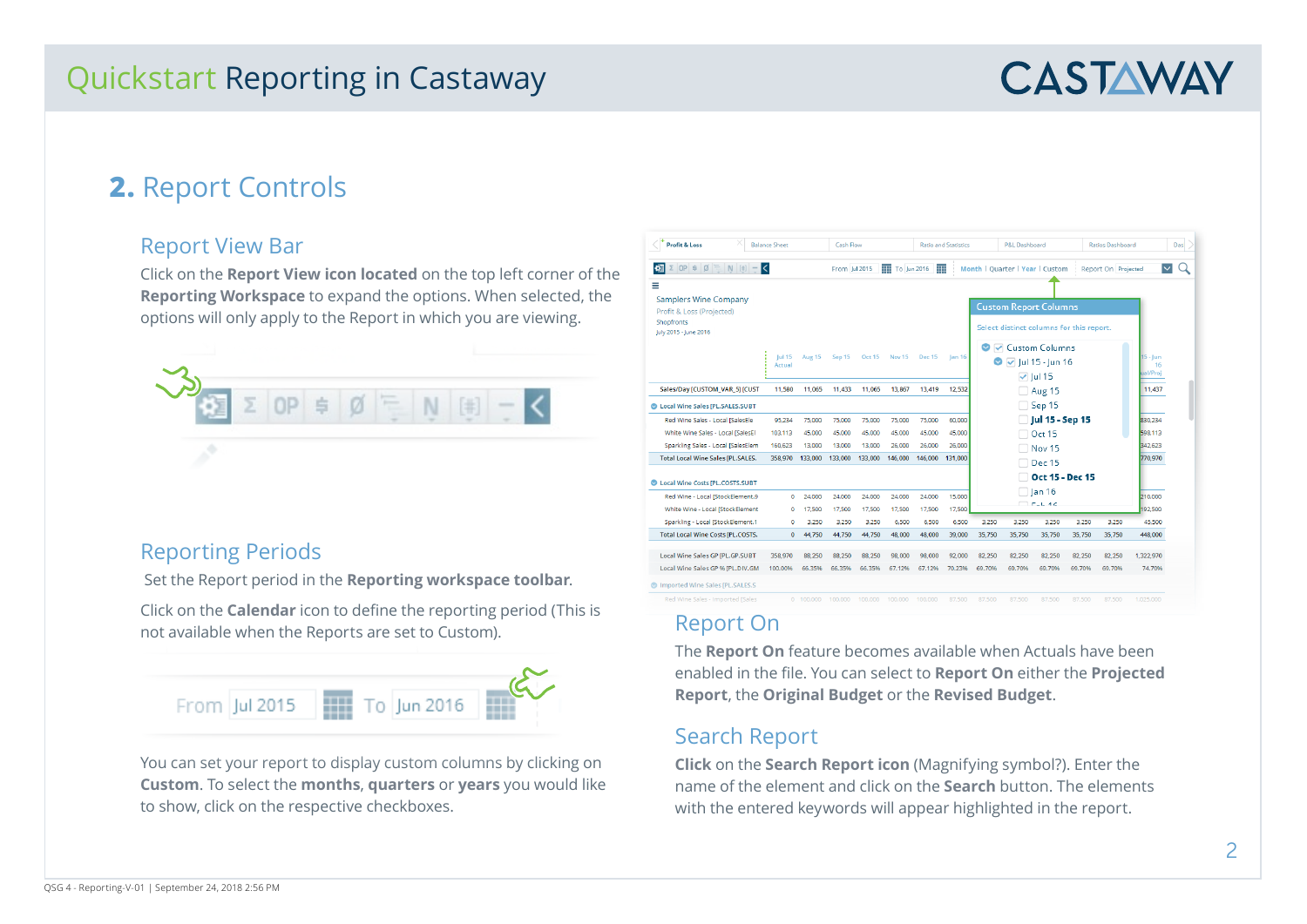## 2. Report Controls

### Report View Bar

Click on the **Report View icon located** on the top left corner of the **Reporting Workspace** to expand the options. When selected, the options will only apply to the Report in which you are viewing.

### Reporting Periods

Set the Report period in the **Reporting workspace toolbar**.

Click on the **Calendar** icon to define the reporting period (This is not available when the Reports are set to Custom).

You can set your report to display custom columns by clicking on **Custom**. To select the **months**, **quarters** or **years** you would like to show, click on the respective checkboxes.

### Report On

The **Report On** feature becomes available when Actuals have been enabled in the file. You can select to **Report On** either the **Projected Report**, the **Original Budget** or the **Revised Budget**.

### Search Report

**Click** on the **Search Report icon** (Magnifying symbol?). Enter the name of the element and click on the **Search** button. The elements with the entered keywords will appear highlighted in the report.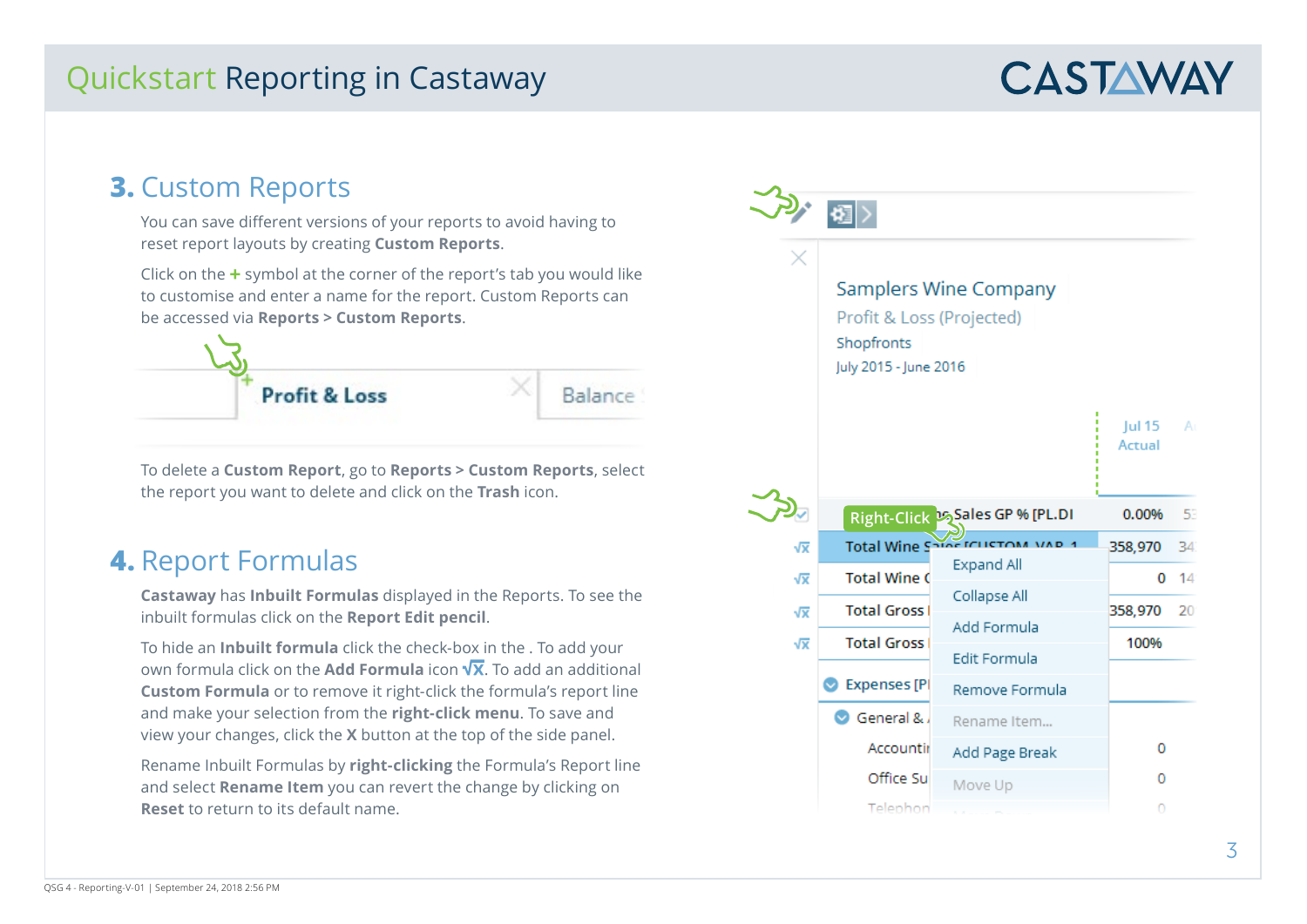## 3. Custom Reports

You can save different versions of your reports to avoid having to reset report layouts by creating **Custom Reports**.

Click on the **+** symbol at the corner of the report's tab you would like to customise and enter a name for the report. Custom Reports can be accessed via **Reports > Custom Reports**.

To delete a **Custom Report**, go to **Reports > Custom Reports**, select the report you want to delete and click on the **Trash** icon.

## 4. Report Formulas

**Castaway** has **Inbuilt Formulas** displayed in the Reports. To see the inbuilt formulas click on the **Report Edit pencil**.

To hide an **Inbuilt formula** click the check-box in the . To add your own formula click on the **Add Formula** icon **√x**. To add an additional **Custom Formula** or to remove it right-click the formula's report line and make your selection from the **right-click menu**. To save and view your changes, click the **X** button at the top of the side panel.

Rename Inbuilt Formulas by **right-clicking** the Formula's Report line and select **Rename Item** you can revert the change by clicking on **Reset** to return to its default name.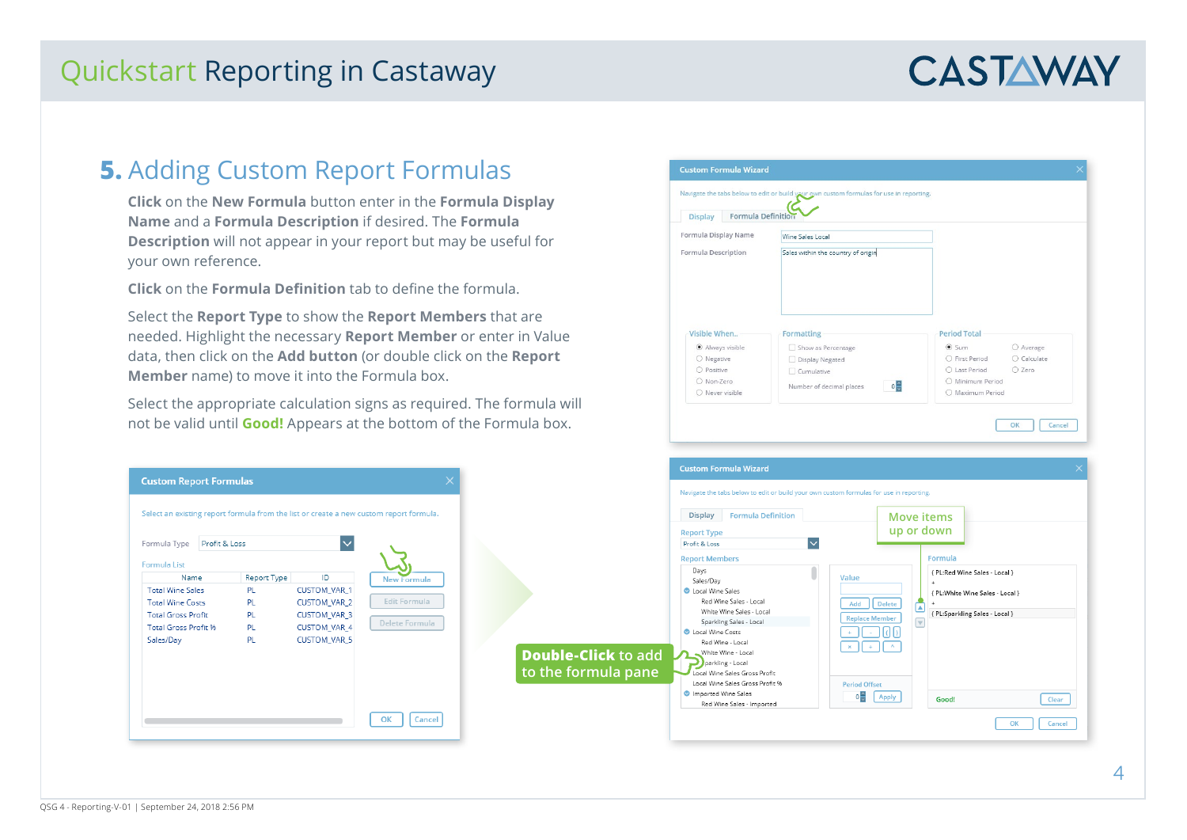## 5. Adding Custom Report Formulas

**Click** on the **New Formula** button enter in the **Formula Display Name** and a **Formula Description** if desired. The **Formula Description** will not appear in your report but may be useful for your own reference.

**Click** on the **Formula Definition** tab to define the formula.

Select the **Report Type** to show the **Report Members** that are needed. Highlight the necessary **Report Member** or enter in Value data, then click on the **Add button** (or double click on the **Report Member** name) to move it into the Formula box.

Select the appropriate calculation signs as required. The formula will not be valid until **Good!** Appears at the bottom of the Formula box.

Double-Click to add to the formula pane

Move items up or down